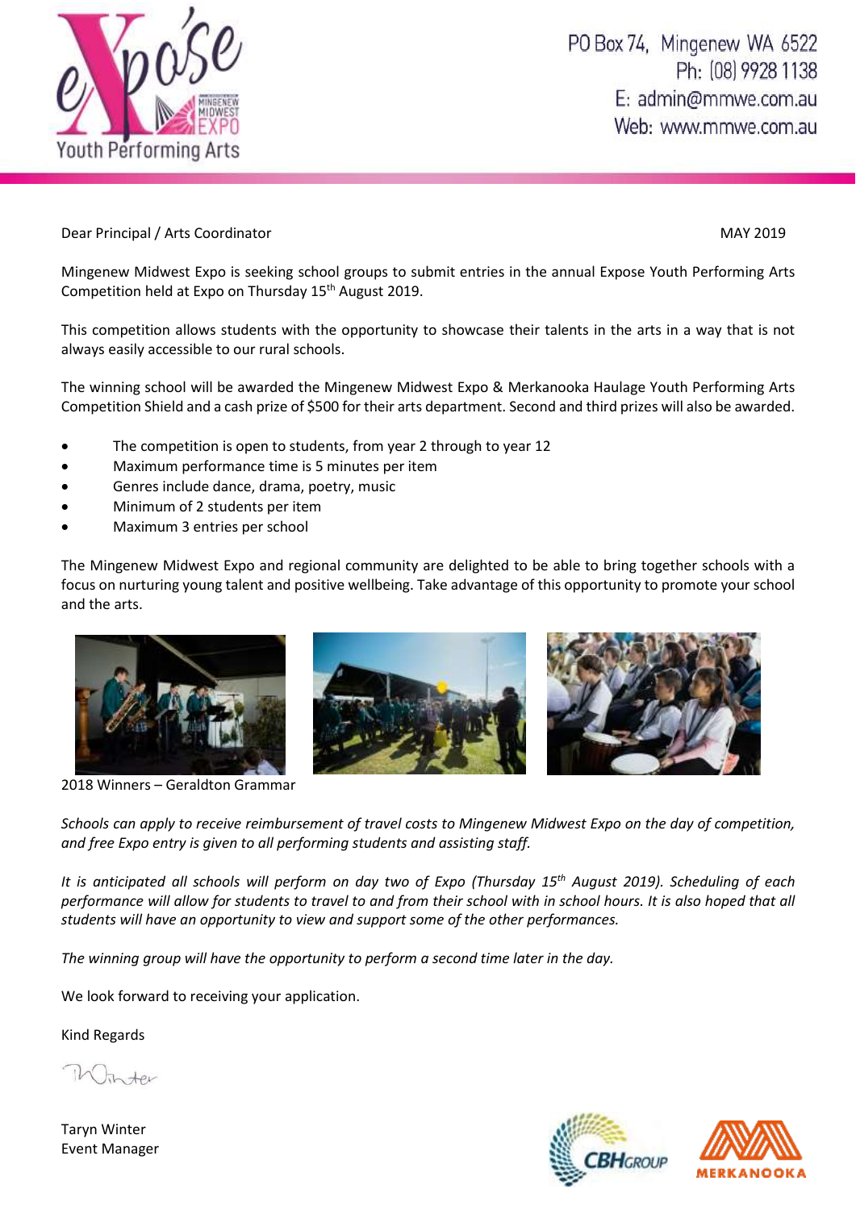Expose Youth Performing Arts

PO Box 74, Mingenew WA 6522
Ph: (08) 9928 1138
E: admin@mmwe.com.au
Web: www.mmwe.com.au

Dear Principal / Arts Coordinator

MAY 2019

Mingenew Midwest Expo is seeking school groups to submit entries in the annual Expose Youth Performing Arts Competition held at Expo on Thursday 15th August 2019.

This competition allows students with the opportunity to showcase their talents in the arts in a way that is not always easily accessible to our rural schools.

The winning school will be awarded the Mingenew Midwest Expo & Merkanooka Haulage Youth Performing Arts Competition Shield and a cash prize of $500 for their arts department. Second and third prizes will also be awarded.

- The competition is open to students, from year 2 through to year 12
- Maximum performance time is 5 minutes per item
- Genres include dance, drama, poetry, music
- Minimum of 2 students per item
- Maximum 3 entries per school

The Mingenew Midwest Expo and regional community are delighted to be able to bring together schools with a focus on nurturing young talent and positive wellbeing. Take advantage of this opportunity to promote your school and the arts.

2018 Winners – Geraldton Grammar

*Schools can apply to receive reimbursement of travel costs to Mingenew Midwest Expo on the day of competition, and free Expo entry is given to all performing students and assisting staff.*

*It is anticipated all schools will perform on day two of Expo (Thursday 15th August 2019). Scheduling of each performance will allow for students to travel to and from their school with in school hours. It is also hoped that all students will have an opportunity to view and support some of the other performances.*

*The winning group will have the opportunity to perform a second time later in the day.*

We look forward to receiving your application.

Kind Regards

Taryn Winter
Event Manager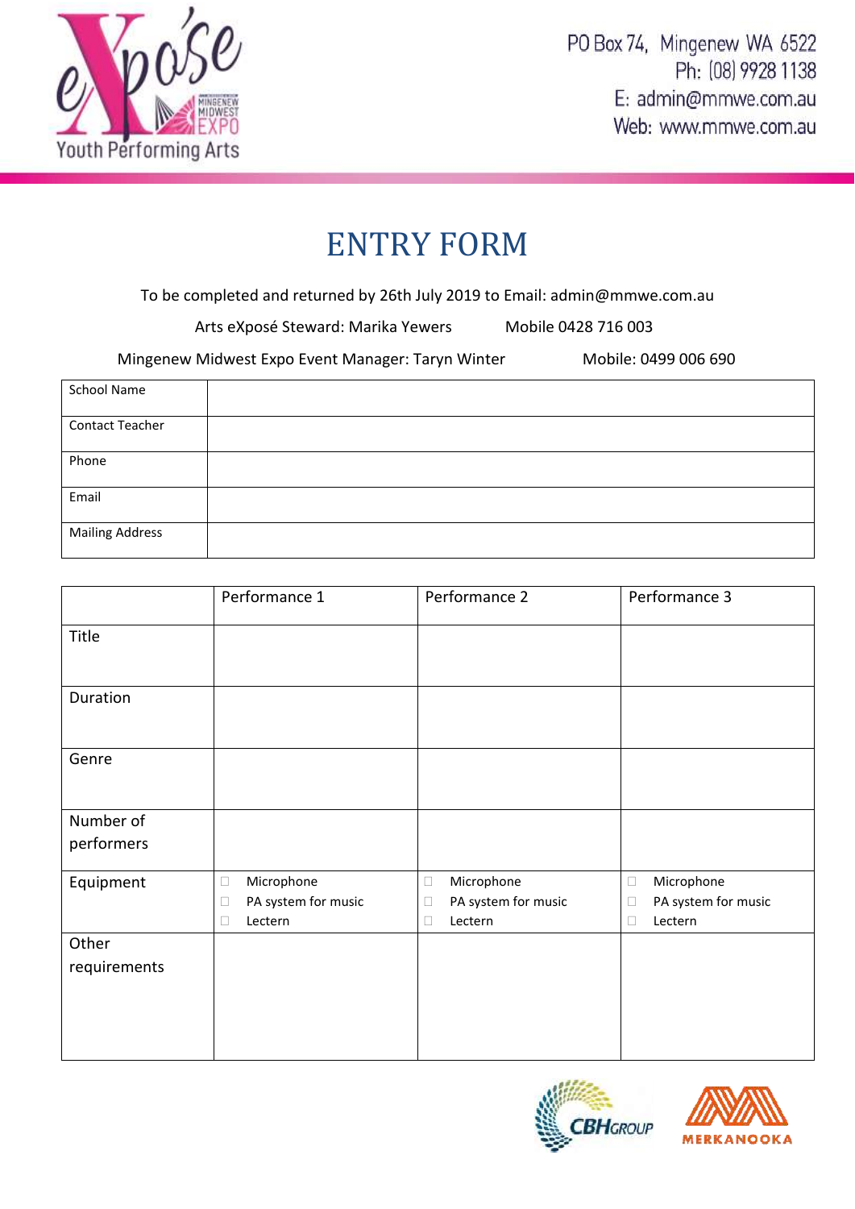eXposé Youth Performing Arts

PO Box 74, Mingenew WA 6522
Ph: (08) 9928 1138
E: admin@mmwe.com.au
Web: www.mmwe.com.au

# ENTRY FORM

To be completed and returned by 26th July 2019 to Email: admin@mmwe.com.au

Arts eXposé Steward: Marika Yewers Mobile 0428 716 003

Mingenew Midwest Expo Event Manager: Taryn Winter Mobile: 0499 006 690

| | |
|---|---|
| School Name | |
| Contact Teacher | |
| Phone | |
| Email | |
| Mailing Address | |

| | Performance 1 | Performance 2 | Performance 3 |
|---|---|---|---|
| Title | | | |
| Duration | | | |
| Genre | | | |
| Number of performers | | | |
| Equipment | ☐ Microphone<br>☐ PA system for music<br>☐ Lectern | ☐ Microphone<br>☐ PA system for music<br>☐ Lectern | ☐ Microphone<br>☐ PA system for music<br>☐ Lectern |
| Other requirements | | | |

CBH GROUP MERKANOOKA